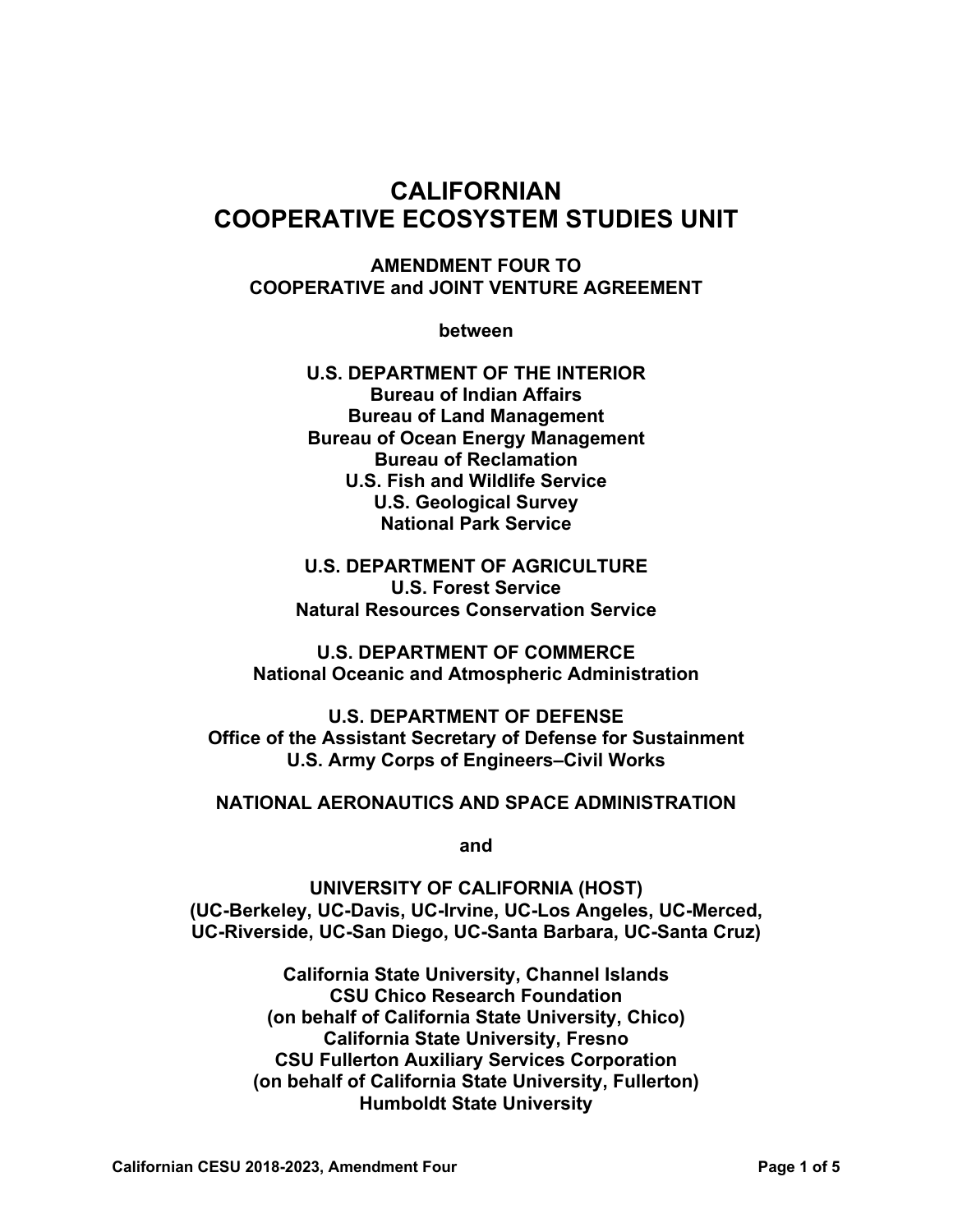# CALIFORNIAN
# COOPERATIVE ECOSYSTEM STUDIES UNIT

**AMENDMENT FOUR TO**
**COOPERATIVE and JOINT VENTURE AGREEMENT**

**between**

**U.S. DEPARTMENT OF THE INTERIOR**
**Bureau of Indian Affairs**
**Bureau of Land Management**
**Bureau of Ocean Energy Management**
**Bureau of Reclamation**
**U.S. Fish and Wildlife Service**
**U.S. Geological Survey**
**National Park Service**

**U.S. DEPARTMENT OF AGRICULTURE**
**U.S. Forest Service**
**Natural Resources Conservation Service**

**U.S. DEPARTMENT OF COMMERCE**
**National Oceanic and Atmospheric Administration**

**U.S. DEPARTMENT OF DEFENSE**
**Office of the Assistant Secretary of Defense for Sustainment**
**U.S. Army Corps of Engineers–Civil Works**

**NATIONAL AERONAUTICS AND SPACE ADMINISTRATION**

**and**

**UNIVERSITY OF CALIFORNIA (HOST)**
**(UC-Berkeley, UC-Davis, UC-Irvine, UC-Los Angeles, UC-Merced, UC-Riverside, UC-San Diego, UC-Santa Barbara, UC-Santa Cruz)**

**California State University, Channel Islands**
**CSU Chico Research Foundation**
**(on behalf of California State University, Chico)**
**California State University, Fresno**
**CSU Fullerton Auxiliary Services Corporation**
**(on behalf of California State University, Fullerton)**
**Humboldt State University**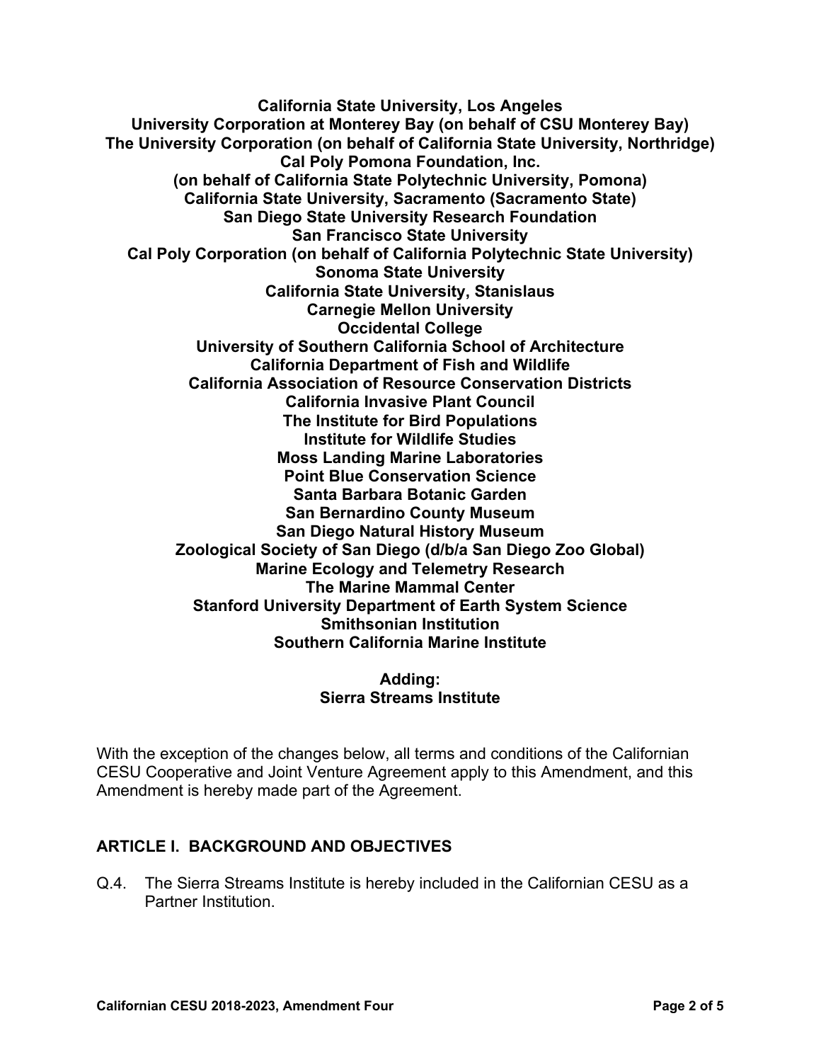**California State University, Los Angeles**
**University Corporation at Monterey Bay (on behalf of CSU Monterey Bay)**
**The University Corporation (on behalf of California State University, Northridge)**
**Cal Poly Pomona Foundation, Inc.**
**(on behalf of California State Polytechnic University, Pomona)**
**California State University, Sacramento (Sacramento State)**
**San Diego State University Research Foundation**
**San Francisco State University**
**Cal Poly Corporation (on behalf of California Polytechnic State University)**
**Sonoma State University**
**California State University, Stanislaus**
**Carnegie Mellon University**
**Occidental College**
**University of Southern California School of Architecture**
**California Department of Fish and Wildlife**
**California Association of Resource Conservation Districts**
**California Invasive Plant Council**
**The Institute for Bird Populations**
**Institute for Wildlife Studies**
**Moss Landing Marine Laboratories**
**Point Blue Conservation Science**
**Santa Barbara Botanic Garden**
**San Bernardino County Museum**
**San Diego Natural History Museum**
**Zoological Society of San Diego (d/b/a San Diego Zoo Global)**
**Marine Ecology and Telemetry Research**
**The Marine Mammal Center**
**Stanford University Department of Earth System Science**
**Smithsonian Institution**
**Southern California Marine Institute**

**Adding:**
**Sierra Streams Institute**

With the exception of the changes below, all terms and conditions of the Californian CESU Cooperative and Joint Venture Agreement apply to this Amendment, and this Amendment is hereby made part of the Agreement.

## ARTICLE I. BACKGROUND AND OBJECTIVES

Q.4. The Sierra Streams Institute is hereby included in the Californian CESU as a Partner Institution.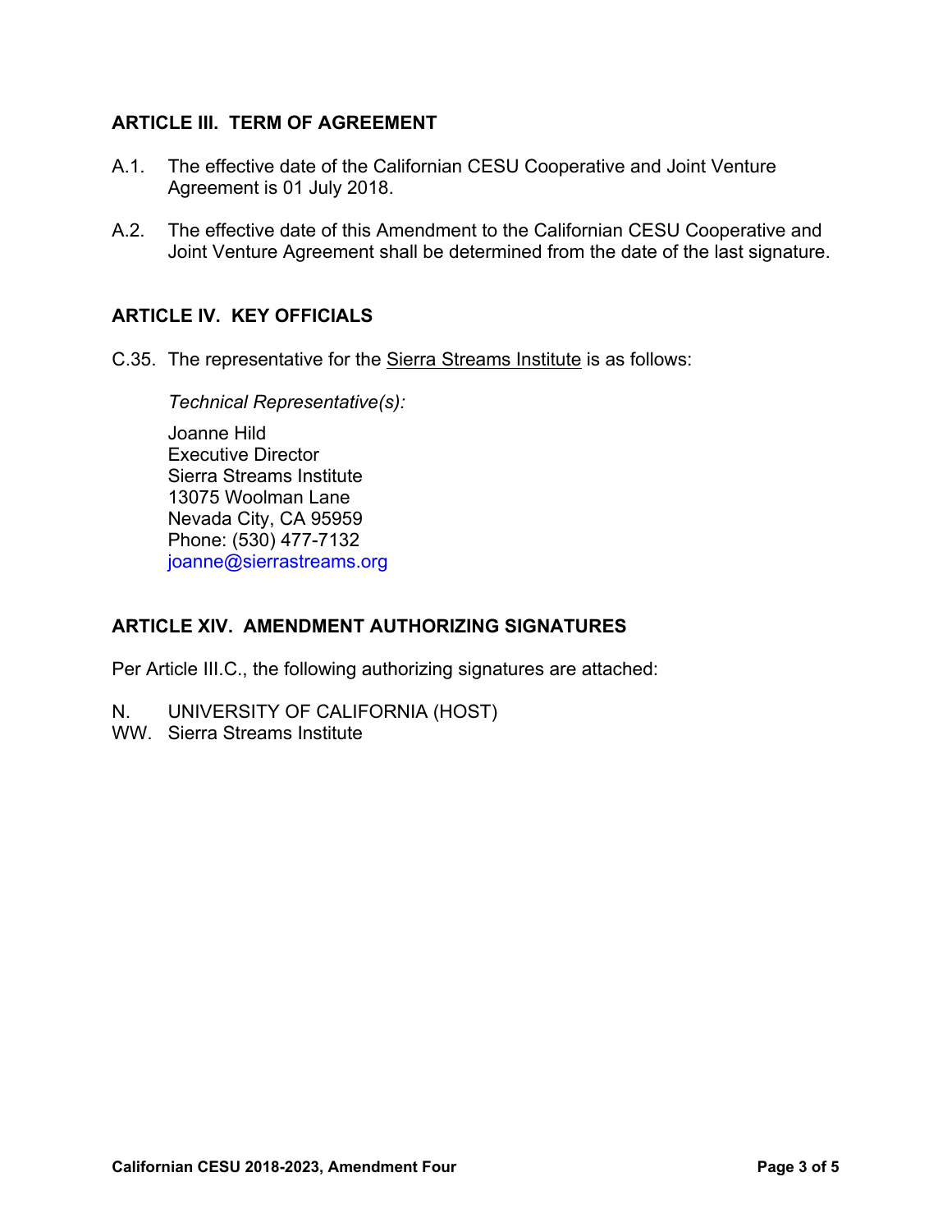## ARTICLE III. TERM OF AGREEMENT

A.1. The effective date of the Californian CESU Cooperative and Joint Venture Agreement is 01 July 2018.

A.2. The effective date of this Amendment to the Californian CESU Cooperative and Joint Venture Agreement shall be determined from the date of the last signature.

## ARTICLE IV. KEY OFFICIALS

C.35. The representative for the Sierra Streams Institute is as follows:

*Technical Representative(s):*

Joanne Hild
Executive Director
Sierra Streams Institute
13075 Woolman Lane
Nevada City, CA 95959
Phone: (530) 477-7132
joanne@sierrastreams.org

## ARTICLE XIV. AMENDMENT AUTHORIZING SIGNATURES

Per Article III.C., the following authorizing signatures are attached:

N. UNIVERSITY OF CALIFORNIA (HOST)
WW. Sierra Streams Institute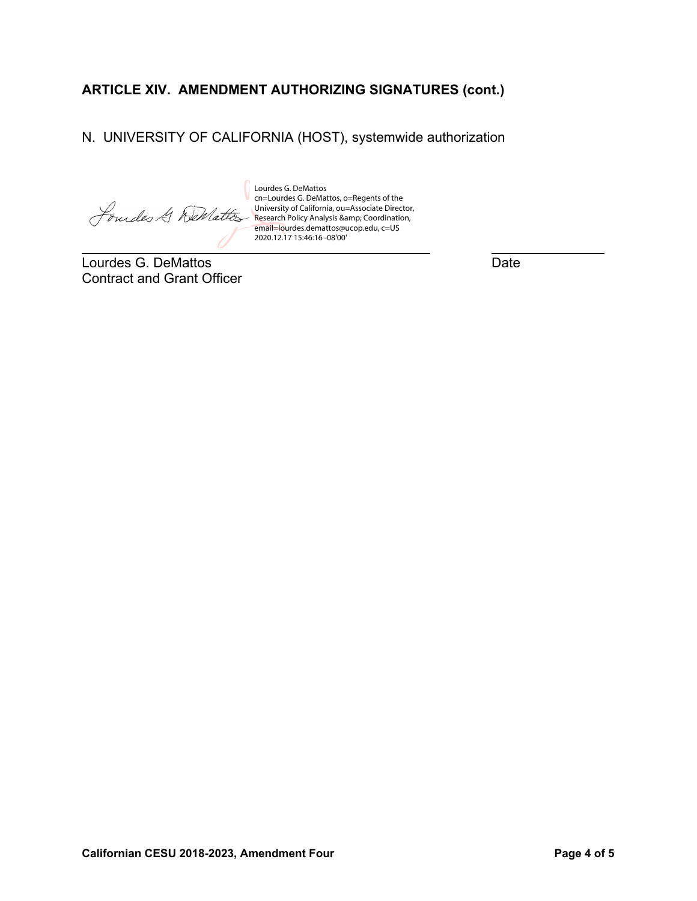## ARTICLE XIV. AMENDMENT AUTHORIZING SIGNATURES (cont.)

N. UNIVERSITY OF CALIFORNIA (HOST), systemwide authorization

Lourdes G. DeMattos
cn=Lourdes G. DeMattos, o=Regents of the University of California, ou=Associate Director, Research Policy Analysis &amp; Coordination, email=lourdes.demattos@ucop.edu, c=US
2020.12.17 15:46:16 -08'00'

Lourdes G. DeMattos
Contract and Grant Officer

Date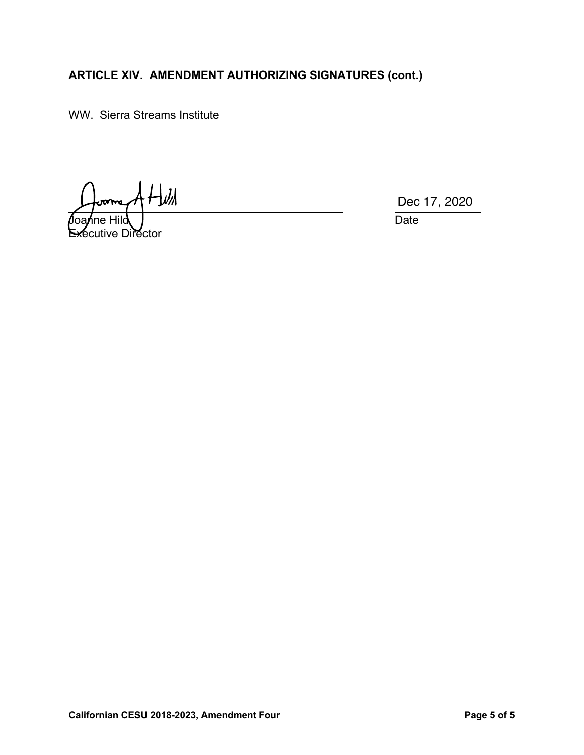**ARTICLE XIV. AMENDMENT AUTHORIZING SIGNATURES (cont.)**

WW. Sierra Streams Institute

Joanne Hild
Executive Director

Dec 17, 2020
Date